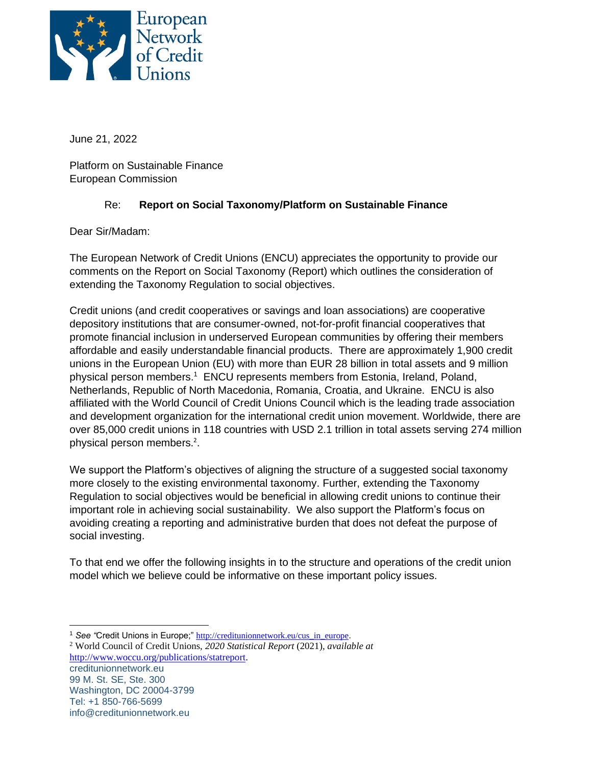June 21, 2022

Platform on Sustainable Finance
European Commission

Re: **Report on Social Taxonomy/Platform on Sustainable Finance**

Dear Sir/Madam:

The European Network of Credit Unions (ENCU) appreciates the opportunity to provide our comments on the Report on Social Taxonomy (Report) which outlines the consideration of extending the Taxonomy Regulation to social objectives.

Credit unions (and credit cooperatives or savings and loan associations) are cooperative depository institutions that are consumer-owned, not-for-profit financial cooperatives that promote financial inclusion in underserved European communities by offering their members affordable and easily understandable financial products. There are approximately 1,900 credit unions in the European Union (EU) with more than EUR 28 billion in total assets and 9 million physical person members.[1] ENCU represents members from Estonia, Ireland, Poland, Netherlands, Republic of North Macedonia, Romania, Croatia, and Ukraine. ENCU is also affiliated with the World Council of Credit Unions Council which is the leading trade association and development organization for the international credit union movement. Worldwide, there are over 85,000 credit unions in 118 countries with USD 2.1 trillion in total assets serving 274 million physical person members.[2].

We support the Platform's objectives of aligning the structure of a suggested social taxonomy more closely to the existing environmental taxonomy. Further, extending the Taxonomy Regulation to social objectives would be beneficial in allowing credit unions to continue their important role in achieving social sustainability. We also support the Platform's focus on avoiding creating a reporting and administrative burden that does not defeat the purpose of social investing.

To that end we offer the following insights in to the structure and operations of the credit union model which we believe could be informative on these important policy issues.

---

[1] *See* "Credit Unions in Europe;" http://creditunionnetwork.eu/cus_in_europe.

[2] World Council of Credit Unions, *2020 Statistical Report* (2021), *available at* http://www.woccu.org/publications/statreport.

creditunionnetwork.eu
99 M. St. SE, Ste. 300
Washington, DC 20004-3799
Tel: +1 850-766-5699
info@creditunionnetwork.eu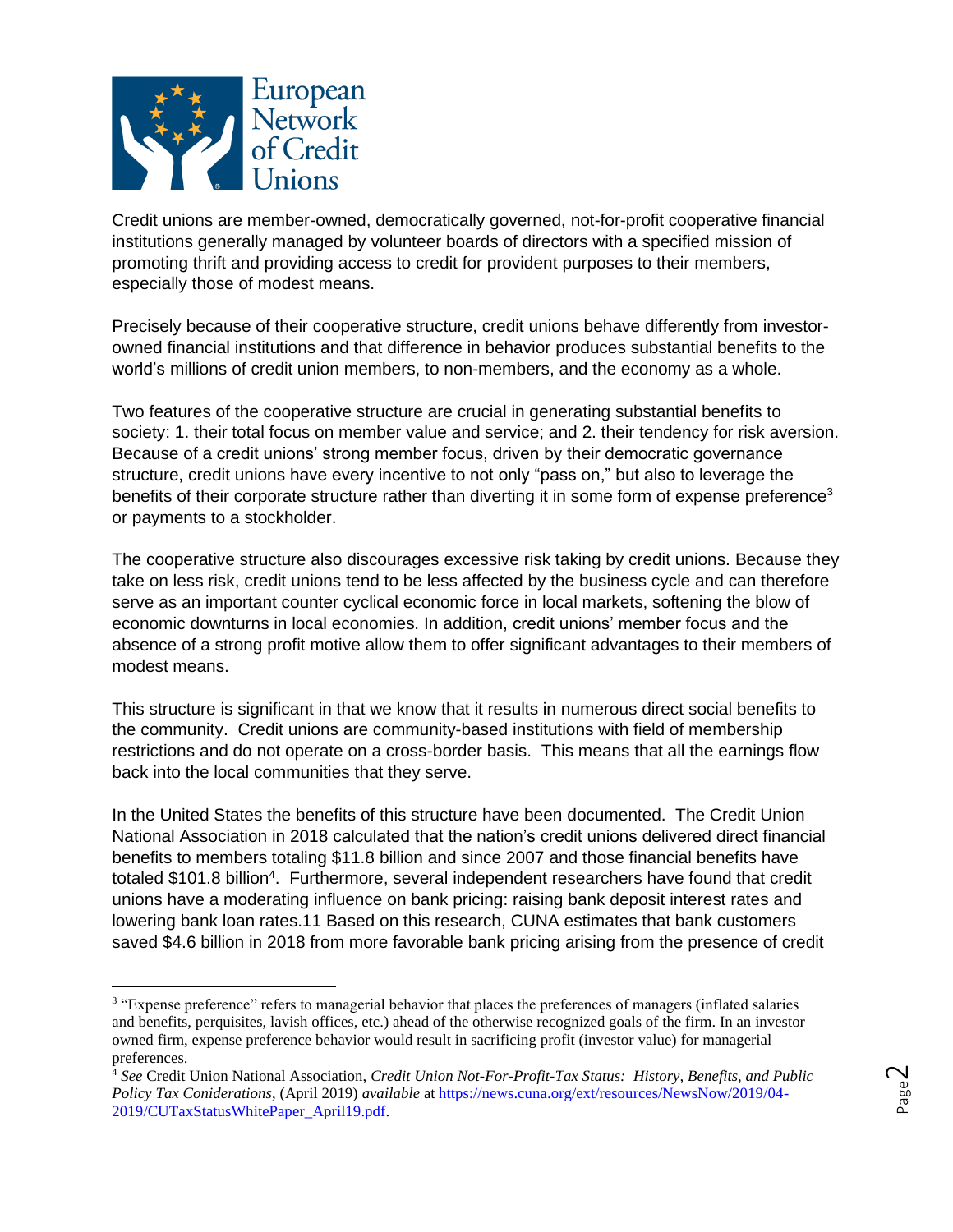Credit unions are member-owned, democratically governed, not-for-profit cooperative financial institutions generally managed by volunteer boards of directors with a specified mission of promoting thrift and providing access to credit for provident purposes to their members, especially those of modest means.

Precisely because of their cooperative structure, credit unions behave differently from investor-owned financial institutions and that difference in behavior produces substantial benefits to the world's millions of credit union members, to non-members, and the economy as a whole.

Two features of the cooperative structure are crucial in generating substantial benefits to society: 1. their total focus on member value and service; and 2. their tendency for risk aversion. Because of a credit unions' strong member focus, driven by their democratic governance structure, credit unions have every incentive to not only "pass on," but also to leverage the benefits of their corporate structure rather than diverting it in some form of expense preference[3] or payments to a stockholder.

The cooperative structure also discourages excessive risk taking by credit unions. Because they take on less risk, credit unions tend to be less affected by the business cycle and can therefore serve as an important counter cyclical economic force in local markets, softening the blow of economic downturns in local economies. In addition, credit unions' member focus and the absence of a strong profit motive allow them to offer significant advantages to their members of modest means.

This structure is significant in that we know that it results in numerous direct social benefits to the community. Credit unions are community-based institutions with field of membership restrictions and do not operate on a cross-border basis. This means that all the earnings flow back into the local communities that they serve.

In the United States the benefits of this structure have been documented. The Credit Union National Association in 2018 calculated that the nation's credit unions delivered direct financial benefits to members totaling $11.8 billion and since 2007 and those financial benefits have totaled $101.8 billion[4]. Furthermore, several independent researchers have found that credit unions have a moderating influence on bank pricing: raising bank deposit interest rates and lowering bank loan rates.11 Based on this research, CUNA estimates that bank customers saved $4.6 billion in 2018 from more favorable bank pricing arising from the presence of credit

---

[3] "Expense preference" refers to managerial behavior that places the preferences of managers (inflated salaries and benefits, perquisites, lavish offices, etc.) ahead of the otherwise recognized goals of the firm. In an investor owned firm, expense preference behavior would result in sacrificing profit (investor value) for managerial preferences.

[4] *See* Credit Union National Association, *Credit Union Not-For-Profit-Tax Status: History, Benefits, and Public Policy Tax Coniderations*, (April 2019) *available* at [https://news.cuna.org/ext/resources/NewsNow/2019/04-2019/CUTaxStatusWhitePaper_April19.pdf](https://news.cuna.org/ext/resources/NewsNow/2019/04-2019/CUTaxStatusWhitePaper_April19.pdf).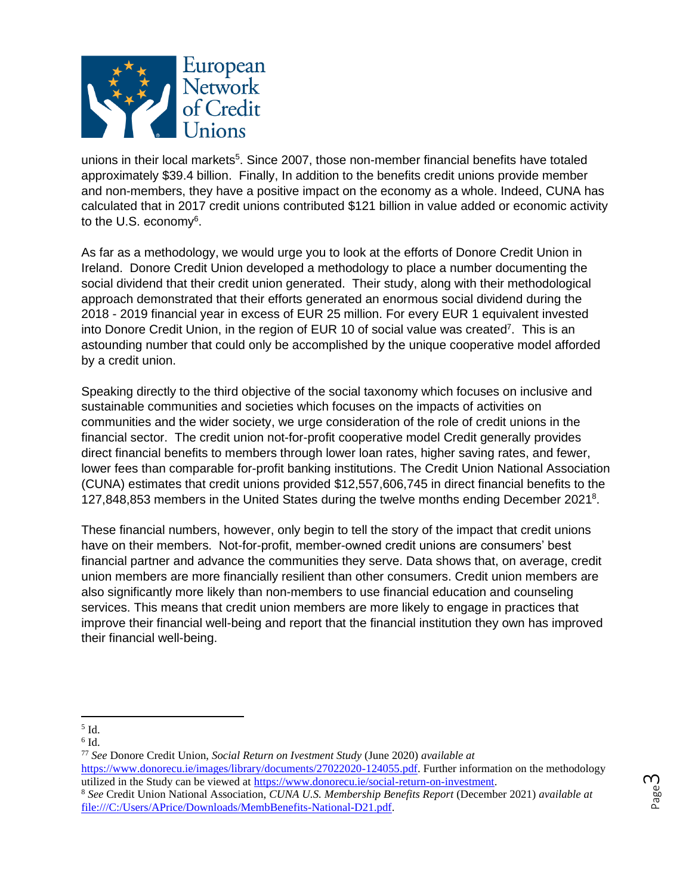unions in their local markets[5]. Since 2007, those non-member financial benefits have totaled approximately $39.4 billion. Finally, In addition to the benefits credit unions provide member and non-members, they have a positive impact on the economy as a whole. Indeed, CUNA has calculated that in 2017 credit unions contributed $121 billion in value added or economic activity to the U.S. economy[6].

As far as a methodology, we would urge you to look at the efforts of Donore Credit Union in Ireland. Donore Credit Union developed a methodology to place a number documenting the social dividend that their credit union generated. Their study, along with their methodological approach demonstrated that their efforts generated an enormous social dividend during the 2018 - 2019 financial year in excess of EUR 25 million. For every EUR 1 equivalent invested into Donore Credit Union, in the region of EUR 10 of social value was created[7]. This is an astounding number that could only be accomplished by the unique cooperative model afforded by a credit union.

Speaking directly to the third objective of the social taxonomy which focuses on inclusive and sustainable communities and societies which focuses on the impacts of activities on communities and the wider society, we urge consideration of the role of credit unions in the financial sector. The credit union not-for-profit cooperative model Credit generally provides direct financial benefits to members through lower loan rates, higher saving rates, and fewer, lower fees than comparable for-profit banking institutions. The Credit Union National Association (CUNA) estimates that credit unions provided $12,557,606,745 in direct financial benefits to the 127,848,853 members in the United States during the twelve months ending December 2021[8].

These financial numbers, however, only begin to tell the story of the impact that credit unions have on their members. Not-for-profit, member-owned credit unions are consumers' best financial partner and advance the communities they serve. Data shows that, on average, credit union members are more financially resilient than other consumers. Credit union members are also significantly more likely than non-members to use financial education and counseling services. This means that credit union members are more likely to engage in practices that improve their financial well-being and report that the financial institution they own has improved their financial well-being.

---

[5] Id.

[6] Id.

[77] *See* Donore Credit Union, *Social Return on Ivestment Study* (June 2020) *available at* https://www.donorecu.ie/images/library/documents/27022020-124055.pdf. Further information on the methodology utilized in the Study can be viewed at https://www.donorecu.ie/social-return-on-investment.

[8] *See* Credit Union National Association, *CUNA U.S. Membership Benefits Report* (December 2021) *available at* file:///C:/Users/APrice/Downloads/MembBenefits-National-D21.pdf.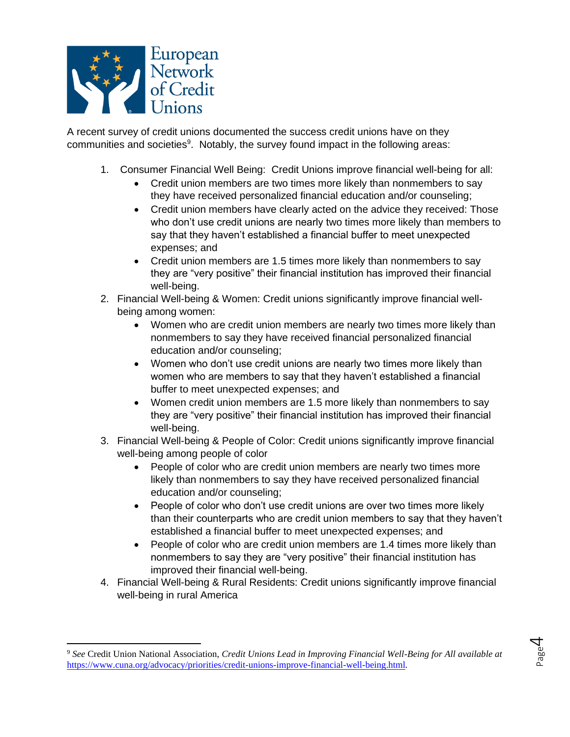A recent survey of credit unions documented the success credit unions have on they communities and societies[9]. Notably, the survey found impact in the following areas:

1. Consumer Financial Well Being: Credit Unions improve financial well-being for all:
   - Credit union members are two times more likely than nonmembers to say they have received personalized financial education and/or counseling;
   - Credit union members have clearly acted on the advice they received: Those who don't use credit unions are nearly two times more likely than members to say that they haven't established a financial buffer to meet unexpected expenses; and
   - Credit union members are 1.5 times more likely than nonmembers to say they are "very positive" their financial institution has improved their financial well-being.
2. Financial Well-being & Women: Credit unions significantly improve financial well-being among women:
   - Women who are credit union members are nearly two times more likely than nonmembers to say they have received financial personalized financial education and/or counseling;
   - Women who don't use credit unions are nearly two times more likely than women who are members to say that they haven't established a financial buffer to meet unexpected expenses; and
   - Women credit union members are 1.5 more likely than nonmembers to say they are "very positive" their financial institution has improved their financial well-being.
3. Financial Well-being & People of Color: Credit unions significantly improve financial well-being among people of color
   - People of color who are credit union members are nearly two times more likely than nonmembers to say they have received personalized financial education and/or counseling;
   - People of color who don't use credit unions are over two times more likely than their counterparts who are credit union members to say that they haven't established a financial buffer to meet unexpected expenses; and
   - People of color who are credit union members are 1.4 times more likely than nonmembers to say they are "very positive" their financial institution has improved their financial well-being.
4. Financial Well-being & Rural Residents: Credit unions significantly improve financial well-being in rural America

---

[9] *See* Credit Union National Association, *Credit Unions Lead in Improving Financial Well-Being for All available at* https://www.cuna.org/advocacy/priorities/credit-unions-improve-financial-well-being.html.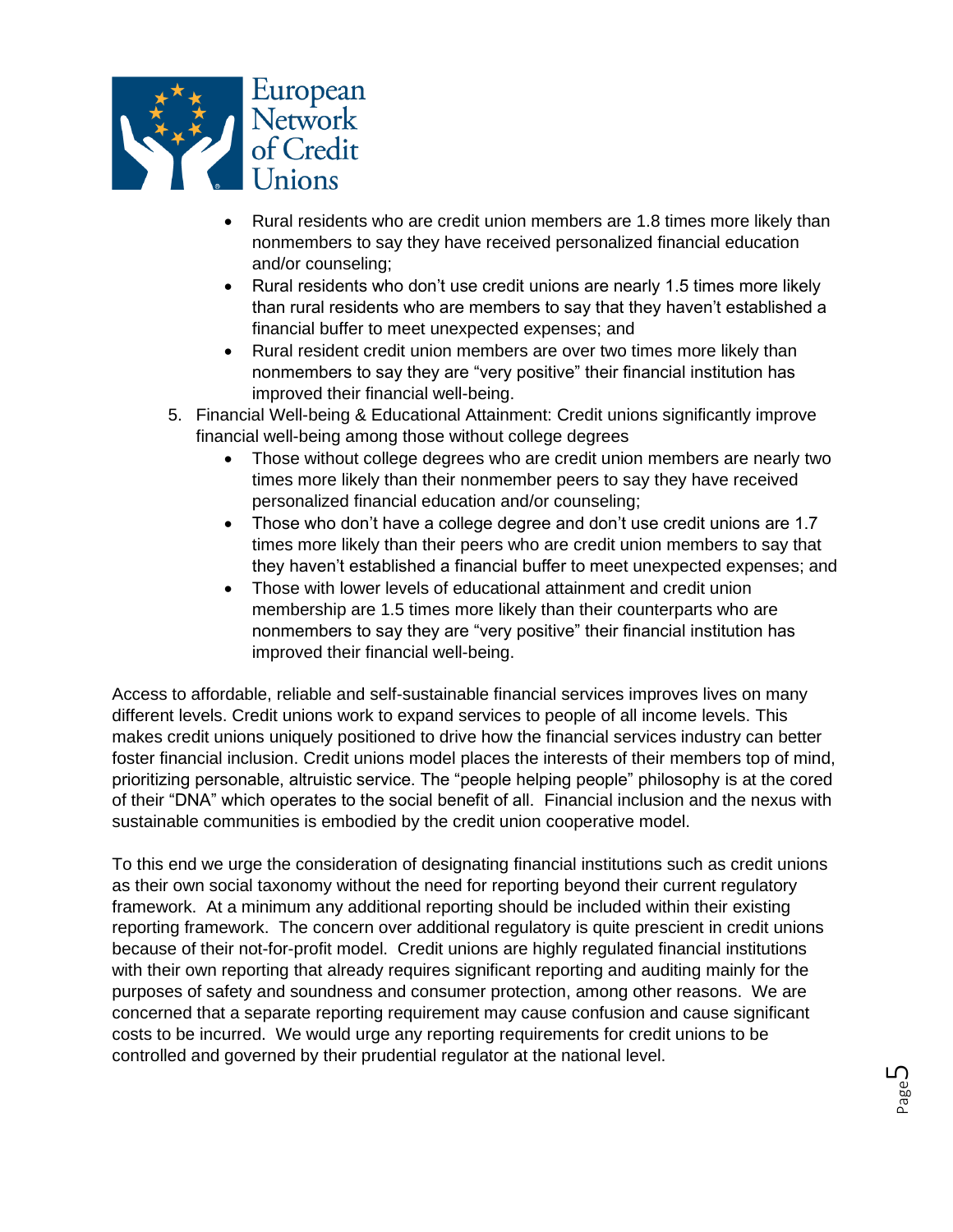- Rural residents who are credit union members are 1.8 times more likely than nonmembers to say they have received personalized financial education and/or counseling;
- Rural residents who don't use credit unions are nearly 1.5 times more likely than rural residents who are members to say that they haven't established a financial buffer to meet unexpected expenses; and
- Rural resident credit union members are over two times more likely than nonmembers to say they are "very positive" their financial institution has improved their financial well-being.

5. Financial Well-being & Educational Attainment: Credit unions significantly improve financial well-being among those without college degrees
   - Those without college degrees who are credit union members are nearly two times more likely than their nonmember peers to say they have received personalized financial education and/or counseling;
   - Those who don't have a college degree and don't use credit unions are 1.7 times more likely than their peers who are credit union members to say that they haven't established a financial buffer to meet unexpected expenses; and
   - Those with lower levels of educational attainment and credit union membership are 1.5 times more likely than their counterparts who are nonmembers to say they are "very positive" their financial institution has improved their financial well-being.

Access to affordable, reliable and self-sustainable financial services improves lives on many different levels. Credit unions work to expand services to people of all income levels. This makes credit unions uniquely positioned to drive how the financial services industry can better foster financial inclusion. Credit unions model places the interests of their members top of mind, prioritizing personable, altruistic service. The "people helping people" philosophy is at the cored of their "DNA" which operates to the social benefit of all. Financial inclusion and the nexus with sustainable communities is embodied by the credit union cooperative model.

To this end we urge the consideration of designating financial institutions such as credit unions as their own social taxonomy without the need for reporting beyond their current regulatory framework. At a minimum any additional reporting should be included within their existing reporting framework. The concern over additional regulatory is quite prescient in credit unions because of their not-for-profit model. Credit unions are highly regulated financial institutions with their own reporting that already requires significant reporting and auditing mainly for the purposes of safety and soundness and consumer protection, among other reasons. We are concerned that a separate reporting requirement may cause confusion and cause significant costs to be incurred. We would urge any reporting requirements for credit unions to be controlled and governed by their prudential regulator at the national level.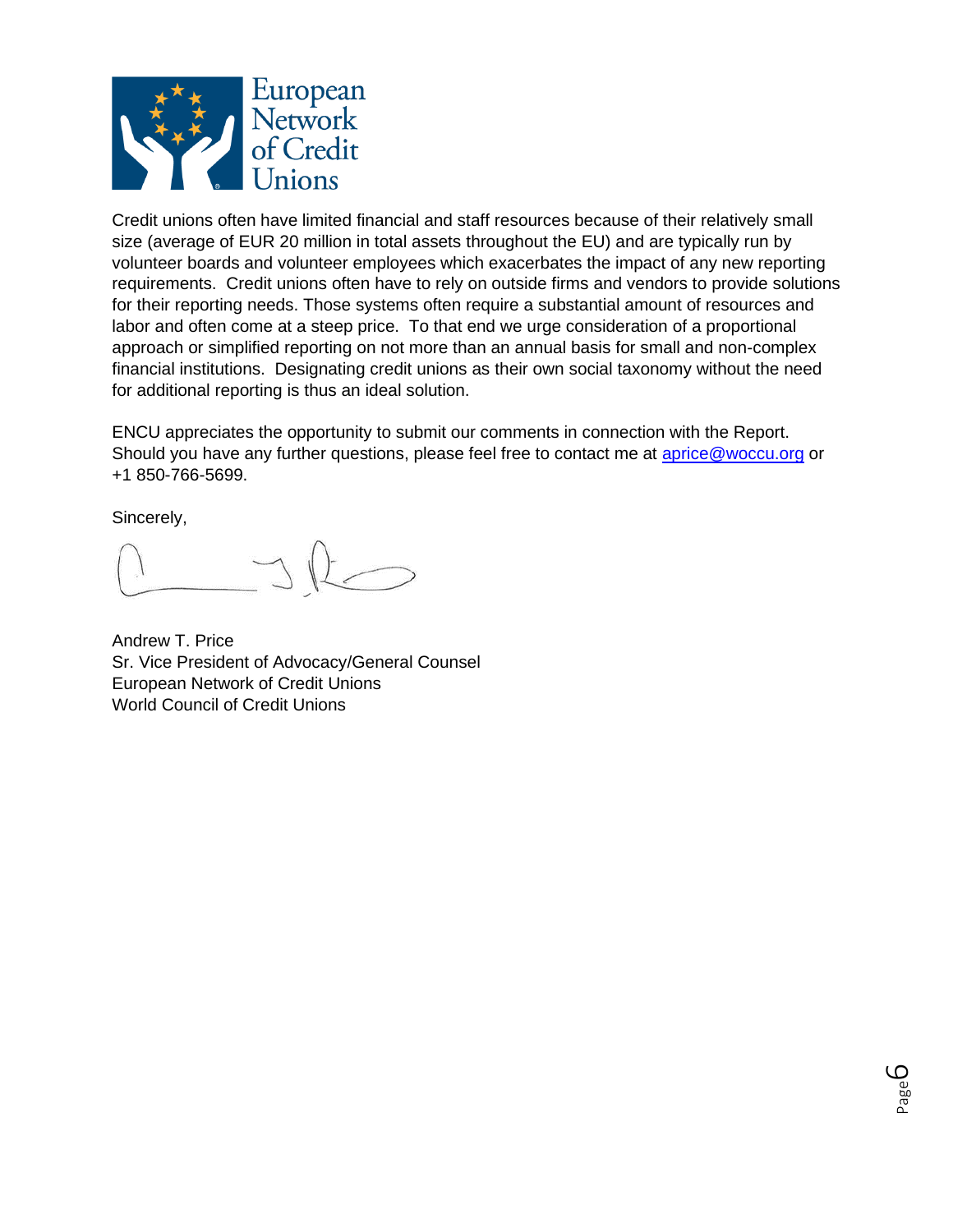Credit unions often have limited financial and staff resources because of their relatively small size (average of EUR 20 million in total assets throughout the EU) and are typically run by volunteer boards and volunteer employees which exacerbates the impact of any new reporting requirements. Credit unions often have to rely on outside firms and vendors to provide solutions for their reporting needs. Those systems often require a substantial amount of resources and labor and often come at a steep price. To that end we urge consideration of a proportional approach or simplified reporting on not more than an annual basis for small and non-complex financial institutions. Designating credit unions as their own social taxonomy without the need for additional reporting is thus an ideal solution.

ENCU appreciates the opportunity to submit our comments in connection with the Report. Should you have any further questions, please feel free to contact me at aprice@woccu.org or +1 850-766-5699.

Sincerely,

Andrew T. Price  
Sr. Vice President of Advocacy/General Counsel  
European Network of Credit Unions  
World Council of Credit Unions